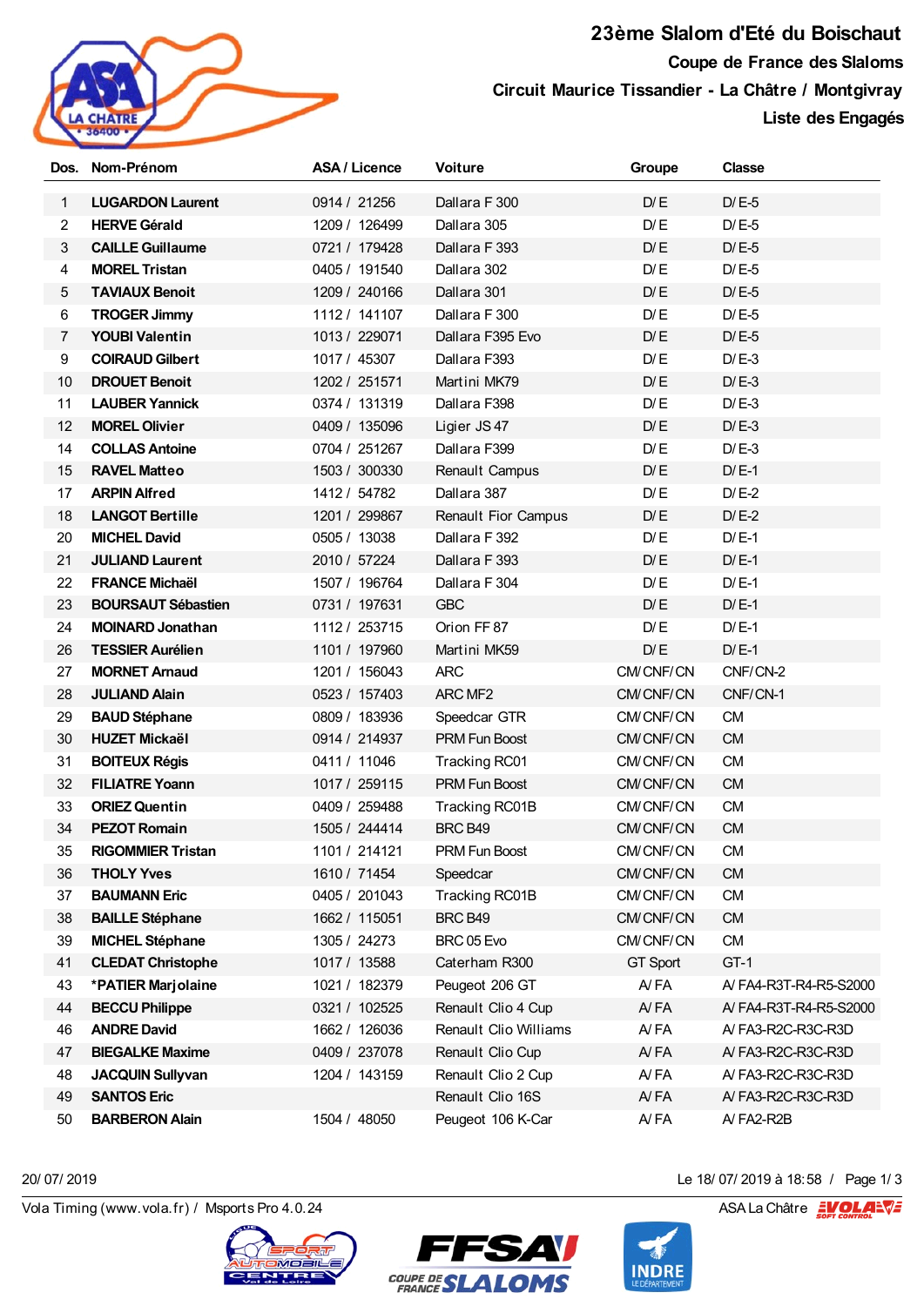# 23ème Slalom d'Eté du Boischaut

## Coupe de France des Slaloms

## Circuit Maurice Tissandier - La Châtre / Montgivray

## Liste des Engagés

| Dos. | Nom-Prénom | ASA / Licence | Voiture | Groupe | Classe |
|---|---|---|---|---|---|
| 1 | **LUGARDON Laurent** | 0914 / 21256 | Dallara F 300 | D/E | D/E-5 |
| 2 | **HERVE Gérald** | 1209 / 126499 | Dallara 305 | D/E | D/E-5 |
| 3 | **CAILLE Guillaume** | 0721 / 179428 | Dallara F 393 | D/E | D/E-5 |
| 4 | **MOREL Tristan** | 0405 / 191540 | Dallara 302 | D/E | D/E-5 |
| 5 | **TAVIAUX Benoit** | 1209 / 240166 | Dallara 301 | D/E | D/E-5 |
| 6 | **TROGER Jimmy** | 1112 / 141107 | Dallara F 300 | D/E | D/E-5 |
| 7 | **YOUBI Valentin** | 1013 / 229071 | Dallara F395 Evo | D/E | D/E-5 |
| 9 | **COIRAUD Gilbert** | 1017 / 45307 | Dallara F393 | D/E | D/E-3 |
| 10 | **DROUET Benoit** | 1202 / 251571 | Martini MK79 | D/E | D/E-3 |
| 11 | **LAUBER Yannick** | 0374 / 131319 | Dallara F398 | D/E | D/E-3 |
| 12 | **MOREL Olivier** | 0409 / 135096 | Ligier JS 47 | D/E | D/E-3 |
| 14 | **COLLAS Antoine** | 0704 / 251267 | Dallara F399 | D/E | D/E-3 |
| 15 | **RAVEL Matteo** | 1503 / 300330 | Renault Campus | D/E | D/E-1 |
| 17 | **ARPIN Alfred** | 1412 / 54782 | Dallara 387 | D/E | D/E-2 |
| 18 | **LANGOT Bertille** | 1201 / 299867 | Renault Fior Campus | D/E | D/E-2 |
| 20 | **MICHEL David** | 0505 / 13038 | Dallara F 392 | D/E | D/E-1 |
| 21 | **JULIAND Laurent** | 2010 / 57224 | Dallara F 393 | D/E | D/E-1 |
| 22 | **FRANCE Michaël** | 1507 / 196764 | Dallara F 304 | D/E | D/E-1 |
| 23 | **BOURSAUT Sébastien** | 0731 / 197631 | GBC | D/E | D/E-1 |
| 24 | **MOINARD Jonathan** | 1112 / 253715 | Orion FF 87 | D/E | D/E-1 |
| 26 | **TESSIER Aurélien** | 1101 / 197960 | Martini MK59 | D/E | D/E-1 |
| 27 | **MORNET Arnaud** | 1201 / 156043 | ARC | CM/CNF/CN | CNF/CN-2 |
| 28 | **JULIAND Alain** | 0523 / 157403 | ARC MF2 | CM/CNF/CN | CNF/CN-1 |
| 29 | **BAUD Stéphane** | 0809 / 183936 | Speedcar GTR | CM/CNF/CN | CM |
| 30 | **HUZET Mickaël** | 0914 / 214937 | PRM Fun Boost | CM/CNF/CN | CM |
| 31 | **BOITEUX Régis** | 0411 / 11046 | Tracking RC01 | CM/CNF/CN | CM |
| 32 | **FILIATRE Yoann** | 1017 / 259115 | PRM Fun Boost | CM/CNF/CN | CM |
| 33 | **ORIEZ Quentin** | 0409 / 259488 | Tracking RC01B | CM/CNF/CN | CM |
| 34 | **PEZOT Romain** | 1505 / 244414 | BRC B49 | CM/CNF/CN | CM |
| 35 | **RIGOMMIER Tristan** | 1101 / 214121 | PRM Fun Boost | CM/CNF/CN | CM |
| 36 | **THOLY Yves** | 1610 / 71454 | Speedcar | CM/CNF/CN | CM |
| 37 | **BAUMANN Eric** | 0405 / 201043 | Tracking RC01B | CM/CNF/CN | CM |
| 38 | **BAILLE Stéphane** | 1662 / 115051 | BRC B49 | CM/CNF/CN | CM |
| 39 | **MICHEL Stéphane** | 1305 / 24273 | BRC 05 Evo | CM/CNF/CN | CM |
| 41 | **CLEDAT Christophe** | 1017 / 13588 | Caterham R300 | GT Sport | GT-1 |
| 43 | ***PATIER Marjolaine** | 1021 / 182379 | Peugeot 206 GT | A/FA | A/FA4-R3T-R4-R5-S2000 |
| 44 | **BECCU Philippe** | 0321 / 102525 | Renault Clio 4 Cup | A/FA | A/FA4-R3T-R4-R5-S2000 |
| 46 | **ANDRE David** | 1662 / 126036 | Renault Clio Williams | A/FA | A/FA3-R2C-R3C-R3D |
| 47 | **BIEGALKE Maxime** | 0409 / 237078 | Renault Clio Cup | A/FA | A/FA3-R2C-R3C-R3D |
| 48 | **JACQUIN Sullyvan** | 1204 / 143159 | Renault Clio 2 Cup | A/FA | A/FA3-R2C-R3C-R3D |
| 49 | **SANTOS Eric** | | Renault Clio 16S | A/FA | A/FA3-R2C-R3C-R3D |
| 50 | **BARBERON Alain** | 1504 / 48050 | Peugeot 106 K-Car | A/FA | A/FA2-R2B |

20/07/2019 — Le 18/07/2019 à 18:58

Vola Timing (www.vola.fr) / Msports Pro 4.0.24 — ASA La Châtre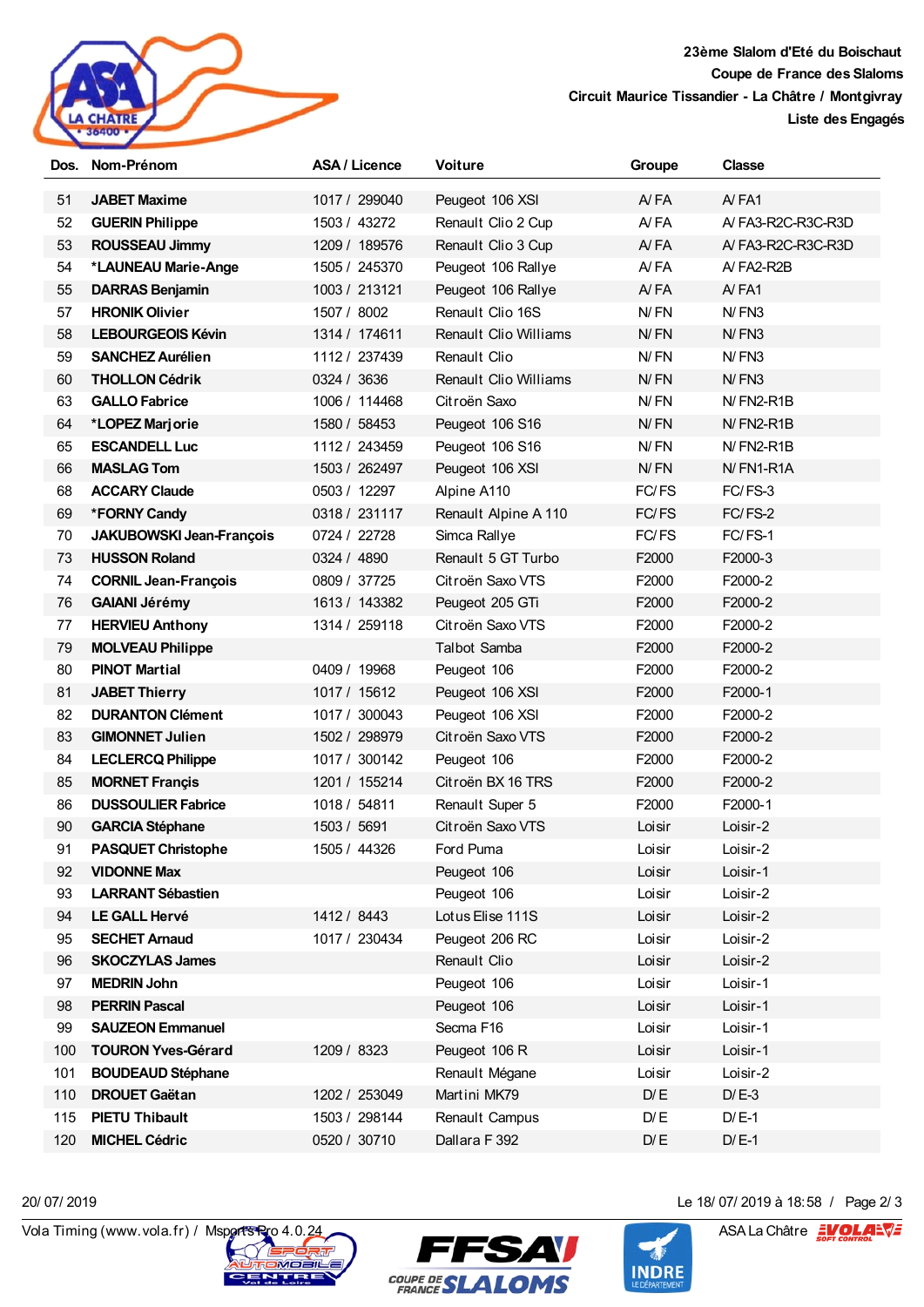**23ème Slalom d'Eté du Boischaut**
**Coupe de France des Slaloms**
**Circuit Maurice Tissandier - La Châtre / Montgivray**
**Liste des Engagés**

| Dos. | Nom-Prénom | ASA / Licence | Voiture | Groupe | Classe |
|---|---|---|---|---|---|
| 51 | **JABET Maxime** | 1017 / 299040 | Peugeot 106 XSI | A/ FA | A/ FA1 |
| 52 | **GUERIN Philippe** | 1503 / 43272 | Renault Clio 2 Cup | A/ FA | A/ FA3-R2C-R3C-R3D |
| 53 | **ROUSSEAU Jimmy** | 1209 / 189576 | Renault Clio 3 Cup | A/ FA | A/ FA3-R2C-R3C-R3D |
| 54 | **\*LAUNEAU Marie-Ange** | 1505 / 245370 | Peugeot 106 Rallye | A/ FA | A/ FA2-R2B |
| 55 | **DARRAS Benjamin** | 1003 / 213121 | Peugeot 106 Rallye | A/ FA | A/ FA1 |
| 57 | **HRONIK Olivier** | 1507 / 8002 | Renault Clio 16S | N/ FN | N/ FN3 |
| 58 | **LEBOURGEOIS Kévin** | 1314 / 174611 | Renault Clio Williams | N/ FN | N/ FN3 |
| 59 | **SANCHEZ Aurélien** | 1112 / 237439 | Renault Clio | N/ FN | N/ FN3 |
| 60 | **THOLLON Cédrik** | 0324 / 3636 | Renault Clio Williams | N/ FN | N/ FN3 |
| 63 | **GALLO Fabrice** | 1006 / 114468 | Citroën Saxo | N/ FN | N/ FN2-R1B |
| 64 | **\*LOPEZ Marjorie** | 1580 / 58453 | Peugeot 106 S16 | N/ FN | N/ FN2-R1B |
| 65 | **ESCANDELL Luc** | 1112 / 243459 | Peugeot 106 S16 | N/ FN | N/ FN2-R1B |
| 66 | **MASLAG Tom** | 1503 / 262497 | Peugeot 106 XSI | N/ FN | N/ FN1-R1A |
| 68 | **ACCARY Claude** | 0503 / 12297 | Alpine A110 | FC/ FS | FC/ FS-3 |
| 69 | **\*FORNY Candy** | 0318 / 231117 | Renault Alpine A 110 | FC/ FS | FC/ FS-2 |
| 70 | **JAKUBOWSKI Jean-François** | 0724 / 22728 | Simca Rallye | FC/ FS | FC/ FS-1 |
| 73 | **HUSSON Roland** | 0324 / 4890 | Renault 5 GT Turbo | F2000 | F2000-3 |
| 74 | **CORNIL Jean-François** | 0809 / 37725 | Citroën Saxo VTS | F2000 | F2000-2 |
| 76 | **GAIANI Jérémy** | 1613 / 143382 | Peugeot 205 GTi | F2000 | F2000-2 |
| 77 | **HERVIEU Anthony** | 1314 / 259118 | Citroën Saxo VTS | F2000 | F2000-2 |
| 79 | **MOLVEAU Philippe** | | Talbot Samba | F2000 | F2000-2 |
| 80 | **PINOT Martial** | 0409 / 19968 | Peugeot 106 | F2000 | F2000-2 |
| 81 | **JABET Thierry** | 1017 / 15612 | Peugeot 106 XSI | F2000 | F2000-1 |
| 82 | **DURANTON Clément** | 1017 / 300043 | Peugeot 106 XSI | F2000 | F2000-2 |
| 83 | **GIMONNET Julien** | 1502 / 298979 | Citroën Saxo VTS | F2000 | F2000-2 |
| 84 | **LECLERCQ Philippe** | 1017 / 300142 | Peugeot 106 | F2000 | F2000-2 |
| 85 | **MORNET Françis** | 1201 / 155214 | Citroën BX 16 TRS | F2000 | F2000-2 |
| 86 | **DUSSOULIER Fabrice** | 1018 / 54811 | Renault Super 5 | F2000 | F2000-1 |
| 90 | **GARCIA Stéphane** | 1503 / 5691 | Citroën Saxo VTS | Loisir | Loisir-2 |
| 91 | **PASQUET Christophe** | 1505 / 44326 | Ford Puma | Loisir | Loisir-2 |
| 92 | **VIDONNE Max** | | Peugeot 106 | Loisir | Loisir-1 |
| 93 | **LARRANT Sébastien** | | Peugeot 106 | Loisir | Loisir-2 |
| 94 | **LE GALL Hervé** | 1412 / 8443 | Lotus Elise 111S | Loisir | Loisir-2 |
| 95 | **SECHET Arnaud** | 1017 / 230434 | Peugeot 206 RC | Loisir | Loisir-2 |
| 96 | **SKOCZYLAS James** | | Renault Clio | Loisir | Loisir-2 |
| 97 | **MEDRIN John** | | Peugeot 106 | Loisir | Loisir-1 |
| 98 | **PERRIN Pascal** | | Peugeot 106 | Loisir | Loisir-1 |
| 99 | **SAUZEON Emmanuel** | | Secma F16 | Loisir | Loisir-1 |
| 100 | **TOURON Yves-Gérard** | 1209 / 8323 | Peugeot 106 R | Loisir | Loisir-1 |
| 101 | **BOUDEAUD Stéphane** | | Renault Mégane | Loisir | Loisir-2 |
| 110 | **DROUET Gaëtan** | 1202 / 253049 | Martini MK79 | D/ E | D/ E-3 |
| 115 | **PIETU Thibault** | 1503 / 298144 | Renault Campus | D/ E | D/ E-1 |
| 120 | **MICHEL Cédric** | 0520 / 30710 | Dallara F 392 | D/ E | D/ E-1 |

20/ 07/ 2019 — Le 18/ 07/ 2019 à 18:58

Vola Timing (www.vola.fr) / MsportsPro 4.0.24 — ASA La Châtre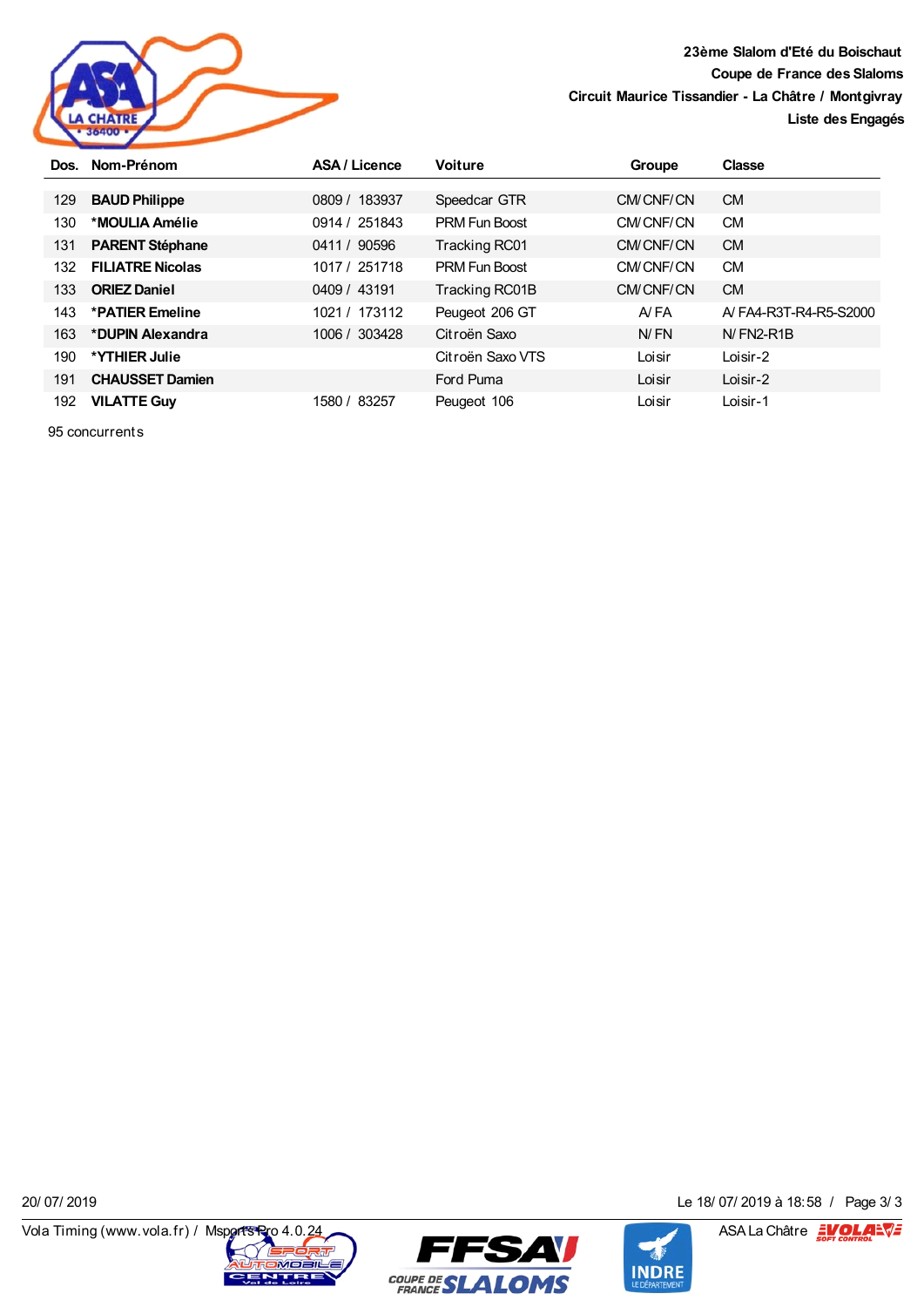23ème Slalom d'Eté du Boischaut
Coupe de France des Slaloms
Circuit Maurice Tissandier - La Châtre / Montgivray
Liste des Engagés

| Dos. | Nom-Prénom | ASA / Licence | Voiture | Groupe | Classe |
|---|---|---|---|---|---|
| 129 | **BAUD Philippe** | 0809 / 183937 | Speedcar GTR | CM/CNF/CN | CM |
| 130 | ***MOULIA Amélie** | 0914 / 251843 | PRM Fun Boost | CM/CNF/CN | CM |
| 131 | **PARENT Stéphane** | 0411 / 90596 | Tracking RC01 | CM/CNF/CN | CM |
| 132 | **FILIATRE Nicolas** | 1017 / 251718 | PRM Fun Boost | CM/CNF/CN | CM |
| 133 | **ORIEZ Daniel** | 0409 / 43191 | Tracking RC01B | CM/CNF/CN | CM |
| 143 | ***PATIER Emeline** | 1021 / 173112 | Peugeot 206 GT | A/FA | A/FA4-R3T-R4-R5-S2000 |
| 163 | ***DUPIN Alexandra** | 1006 / 303428 | Citroën Saxo | N/FN | N/FN2-R1B |
| 190 | ***YTHIER Julie** | | Citroën Saxo VTS | Loisir | Loisir-2 |
| 191 | **CHAUSSET Damien** | | Ford Puma | Loisir | Loisir-2 |
| 192 | **VILATTE Guy** | 1580 / 83257 | Peugeot 106 | Loisir | Loisir-1 |

95 concurrents

20/07/2019 — Le 18/07/2019 à 18:58

Vola Timing (www.vola.fr) / Msports Pro 4.0.24 — ASA La Châtre